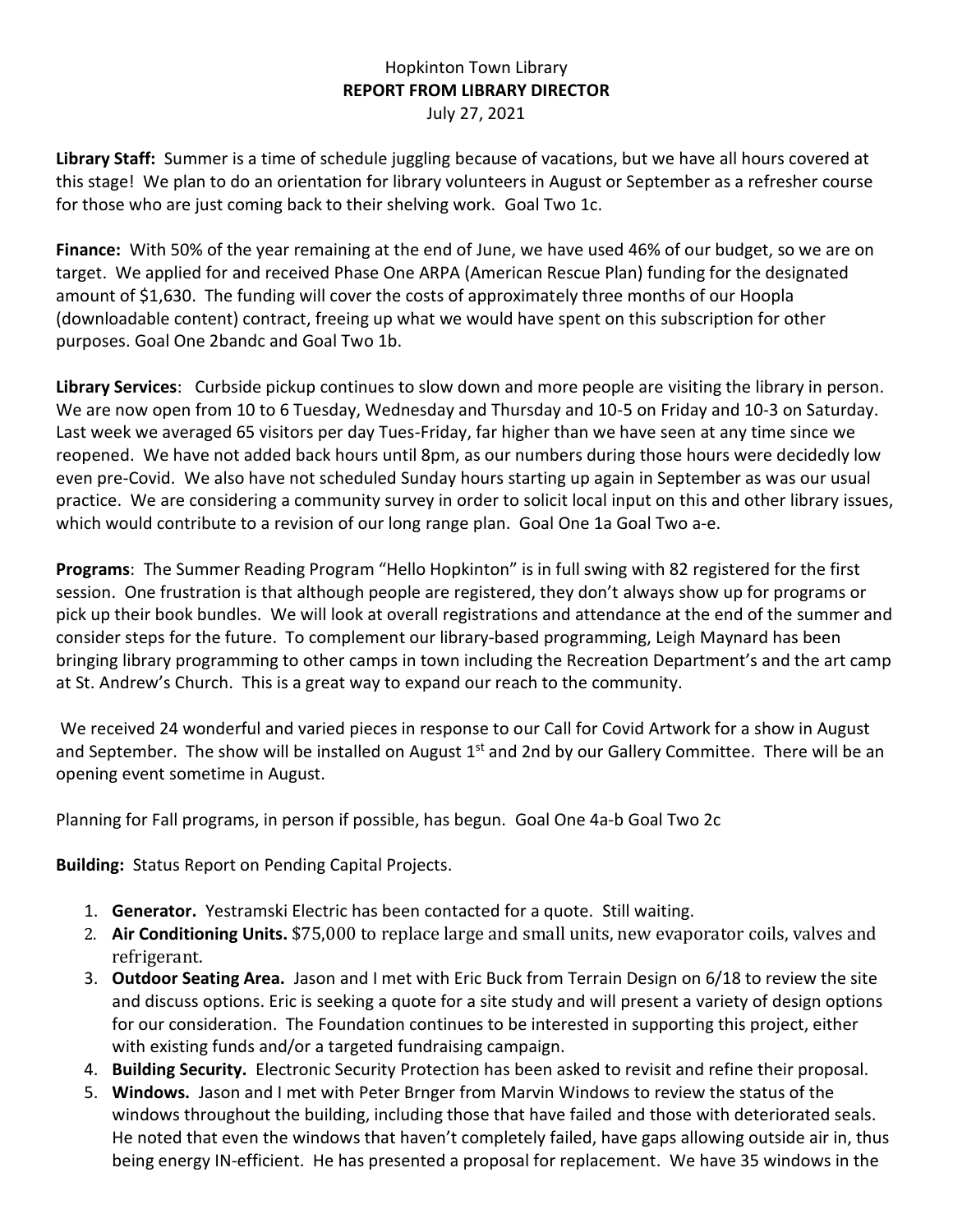Hopkinton Town Library

**REPORT FROM LIBRARY DIRECTOR**

July 27, 2021

**Library Staff:** Summer is a time of schedule juggling because of vacations, but we have all hours covered at this stage! We plan to do an orientation for library volunteers in August or September as a refresher course for those who are just coming back to their shelving work. Goal Two 1c.

**Finance:** With 50% of the year remaining at the end of June, we have used 46% of our budget, so we are on target. We applied for and received Phase One ARPA (American Rescue Plan) funding for the designated amount of $1,630. The funding will cover the costs of approximately three months of our Hoopla (downloadable content) contract, freeing up what we would have spent on this subscription for other purposes. Goal One 2bandc and Goal Two 1b.

**Library Services**: Curbside pickup continues to slow down and more people are visiting the library in person. We are now open from 10 to 6 Tuesday, Wednesday and Thursday and 10-5 on Friday and 10-3 on Saturday. Last week we averaged 65 visitors per day Tues-Friday, far higher than we have seen at any time since we reopened. We have not added back hours until 8pm, as our numbers during those hours were decidedly low even pre-Covid. We also have not scheduled Sunday hours starting up again in September as was our usual practice. We are considering a community survey in order to solicit local input on this and other library issues, which would contribute to a revision of our long range plan. Goal One 1a Goal Two a-e.

**Programs**: The Summer Reading Program "Hello Hopkinton" is in full swing with 82 registered for the first session. One frustration is that although people are registered, they don't always show up for programs or pick up their book bundles. We will look at overall registrations and attendance at the end of the summer and consider steps for the future. To complement our library-based programming, Leigh Maynard has been bringing library programming to other camps in town including the Recreation Department's and the art camp at St. Andrew's Church. This is a great way to expand our reach to the community.

We received 24 wonderful and varied pieces in response to our Call for Covid Artwork for a show in August and September. The show will be installed on August 1st and 2nd by our Gallery Committee. There will be an opening event sometime in August.

Planning for Fall programs, in person if possible, has begun. Goal One 4a-b Goal Two 2c

**Building:** Status Report on Pending Capital Projects.

1. **Generator.** Yestramski Electric has been contacted for a quote. Still waiting.
2. **Air Conditioning Units.** $75,000 to replace large and small units, new evaporator coils, valves and refrigerant.
3. **Outdoor Seating Area.** Jason and I met with Eric Buck from Terrain Design on 6/18 to review the site and discuss options. Eric is seeking a quote for a site study and will present a variety of design options for our consideration. The Foundation continues to be interested in supporting this project, either with existing funds and/or a targeted fundraising campaign.
4. **Building Security.** Electronic Security Protection has been asked to revisit and refine their proposal.
5. **Windows.** Jason and I met with Peter Brnger from Marvin Windows to review the status of the windows throughout the building, including those that have failed and those with deteriorated seals. He noted that even the windows that haven't completely failed, have gaps allowing outside air in, thus being energy IN-efficient. He has presented a proposal for replacement. We have 35 windows in the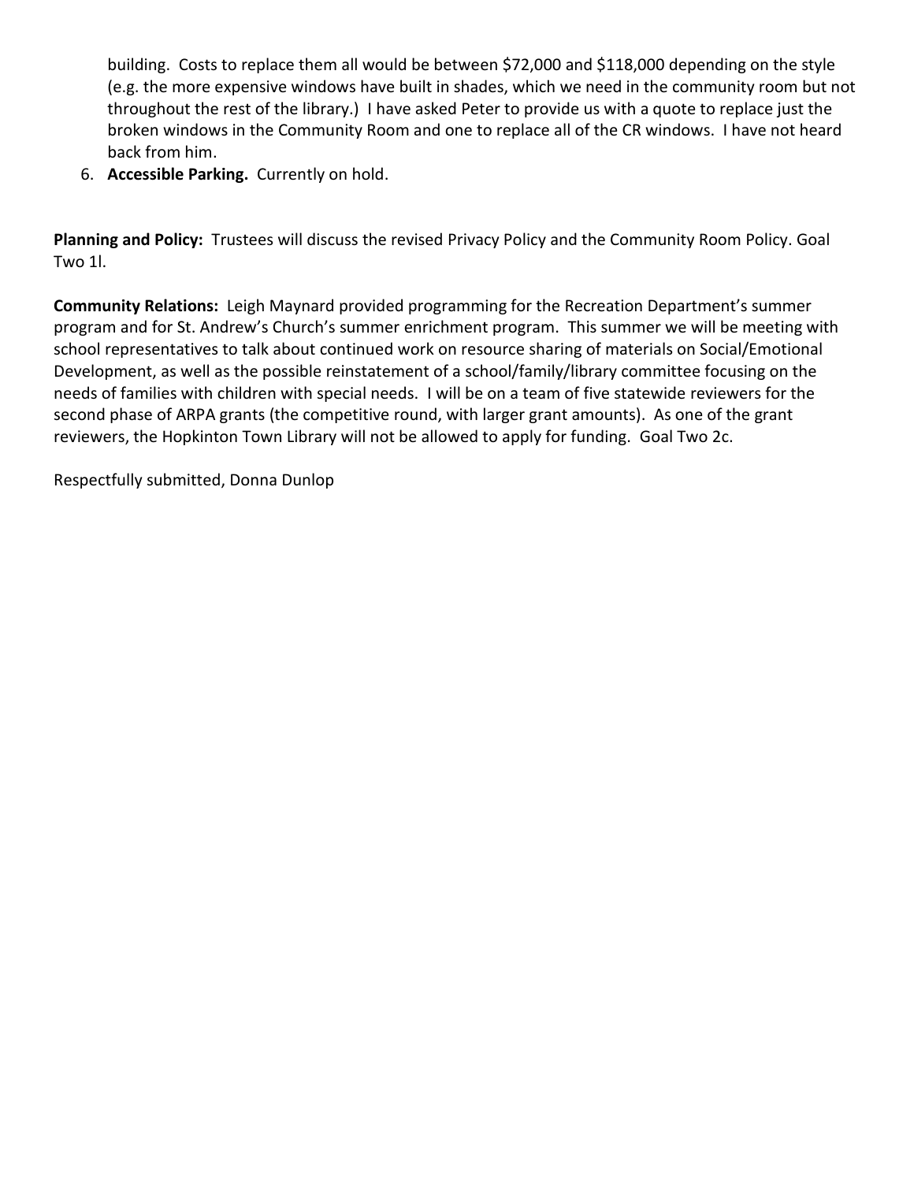building. Costs to replace them all would be between $72,000 and $118,000 depending on the style (e.g. the more expensive windows have built in shades, which we need in the community room but not throughout the rest of the library.) I have asked Peter to provide us with a quote to replace just the broken windows in the Community Room and one to replace all of the CR windows. I have not heard back from him.

6. **Accessible Parking.** Currently on hold.

**Planning and Policy:** Trustees will discuss the revised Privacy Policy and the Community Room Policy. Goal Two 1l.

**Community Relations:** Leigh Maynard provided programming for the Recreation Department's summer program and for St. Andrew's Church's summer enrichment program. This summer we will be meeting with school representatives to talk about continued work on resource sharing of materials on Social/Emotional Development, as well as the possible reinstatement of a school/family/library committee focusing on the needs of families with children with special needs. I will be on a team of five statewide reviewers for the second phase of ARPA grants (the competitive round, with larger grant amounts). As one of the grant reviewers, the Hopkinton Town Library will not be allowed to apply for funding. Goal Two 2c.

Respectfully submitted, Donna Dunlop